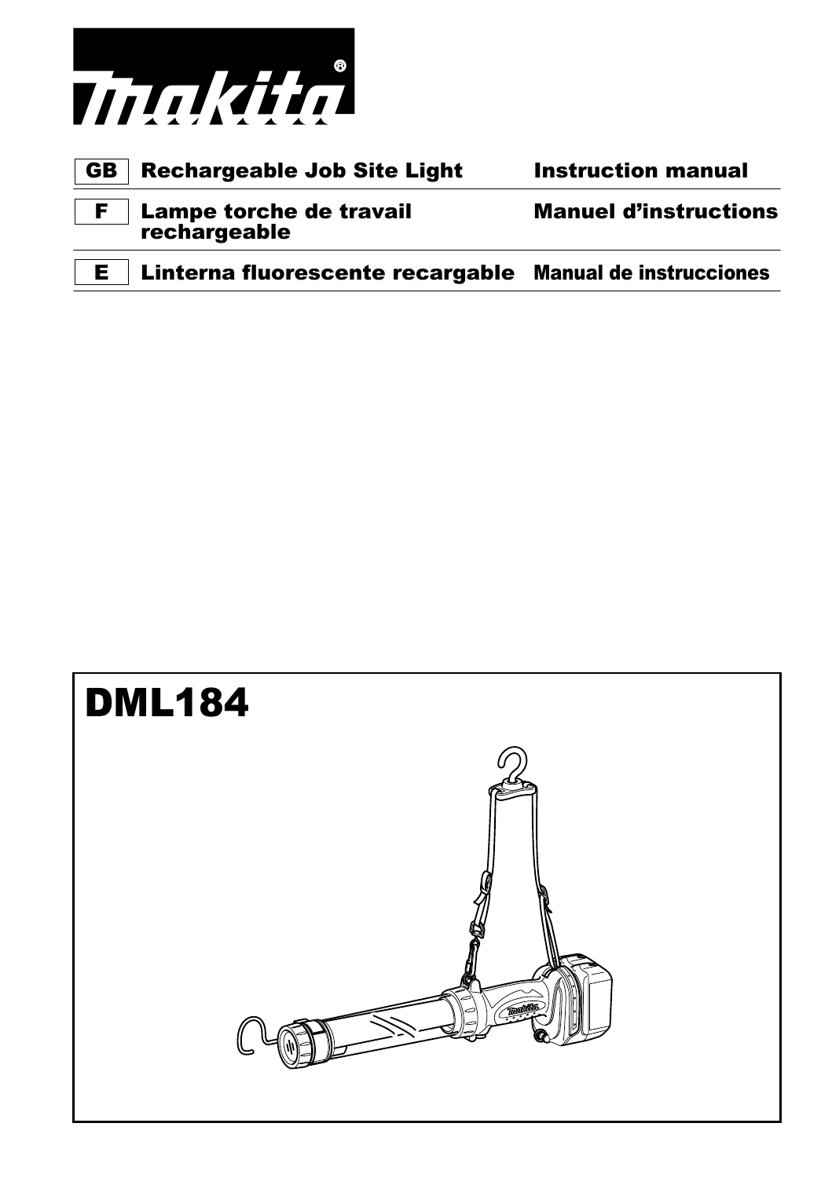# makita

| | | |
|---|---|---|
| GB | Rechargeable Job Site Light | Instruction manual |
| F | Lampe torche de travail rechargeable | Manuel d'instructions |
| E | Linterna fluorescente recargable | Manual de instrucciones |

# DML184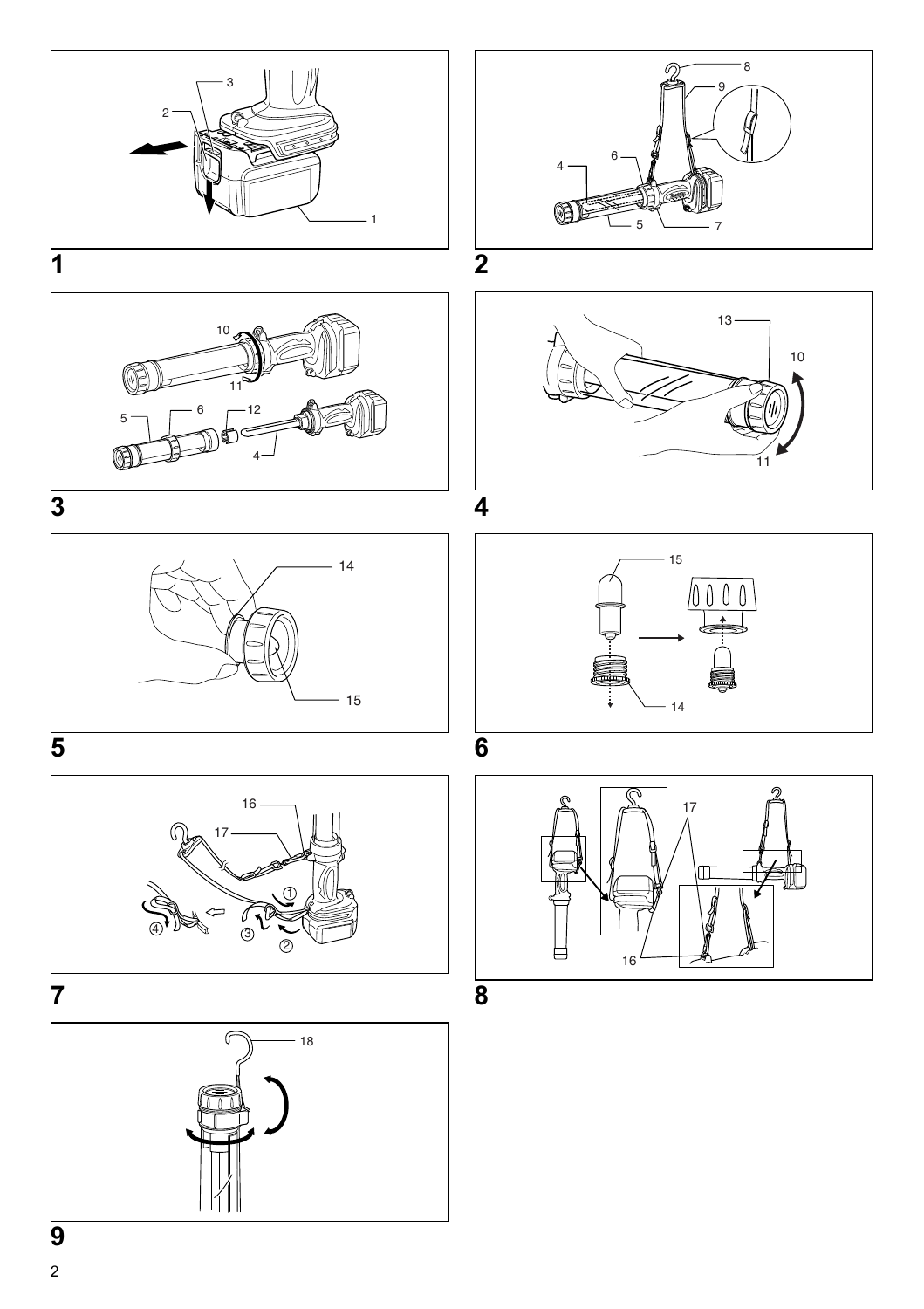1

2

3

4

5

6

7

8

9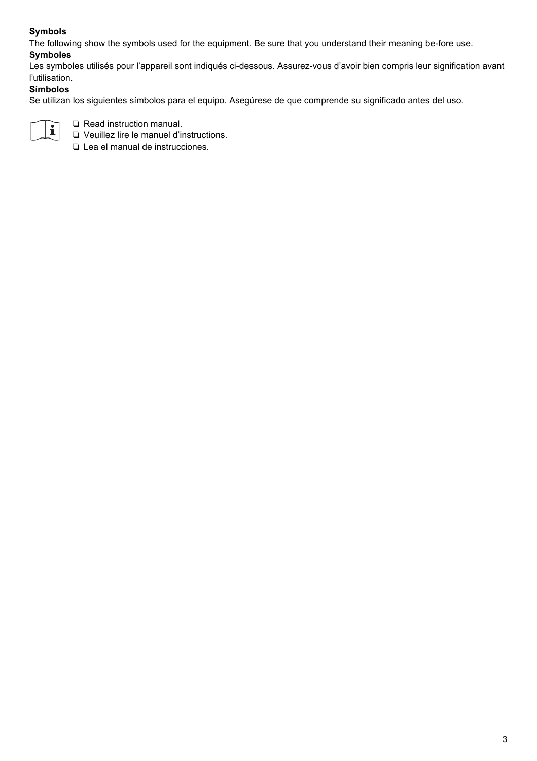**Symbols**

The following show the symbols used for the equipment. Be sure that you understand their meaning be-fore use.

**Symboles**

Les symboles utilisés pour l’appareil sont indiqués ci-dessous. Assurez-vous d’avoir bien compris leur signification avant l’utilisation.

**Símbolos**

Se utilizan los siguientes símbolos para el equipo. Asegúrese de que comprende su significado antes del uso.

- ❏ Read instruction manual.
- ❏ Veuillez lire le manuel d’instructions.
- ❏ Lea el manual de instrucciones.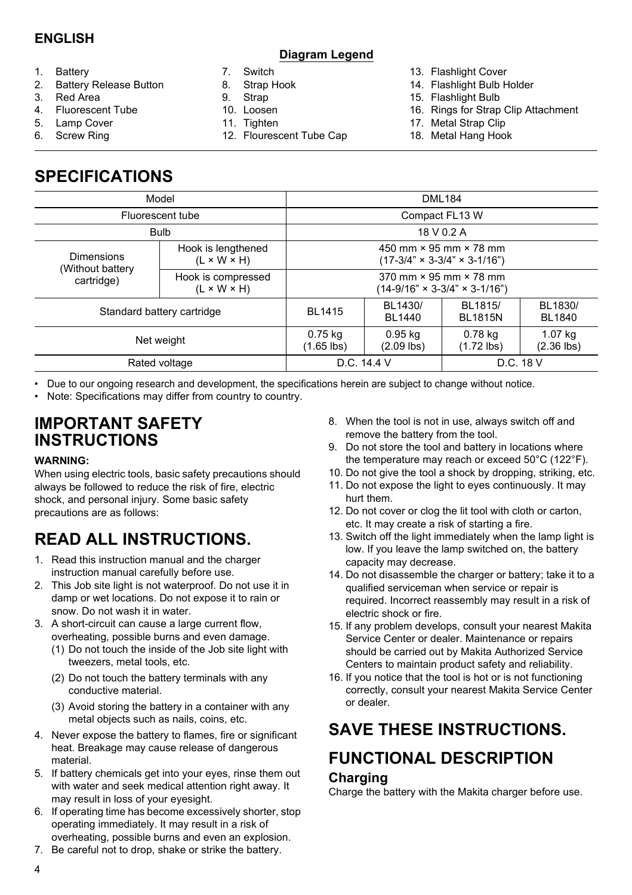**ENGLISH**

**Diagram Legend**

1. Battery
2. Battery Release Button
3. Red Area
4. Fluorescent Tube
5. Lamp Cover
6. Screw Ring
7. Switch
8. Strap Hook
9. Strap
10. Loosen
11. Tighten
12. Flourescent Tube Cap
13. Flashlight Cover
14. Flashlight Bulb Holder
15. Flashlight Bulb
16. Rings for Strap Clip Attachment
17. Metal Strap Clip
18. Metal Hang Hook

# SPECIFICATIONS

| Model | | DML184 | | | |
|---|---|---|---|---|---|
| Fluorescent tube | | Compact FL13 W | | | |
| Bulb | | 18 V 0.2 A | | | |
| Dimensions (Without battery cartridge) | Hook is lengthened (L × W × H) | 450 mm × 95 mm × 78 mm (17-3/4" × 3-3/4" × 3-1/16") | | | |
| | Hook is compressed (L × W × H) | 370 mm × 95 mm × 78 mm (14-9/16" × 3-3/4" × 3-1/16") | | | |
| Standard battery cartridge | | BL1415 | BL1430/ BL1440 | BL1815/ BL1815N | BL1830/ BL1840 |
| Net weight | | 0.75 kg (1.65 lbs) | 0.95 kg (2.09 lbs) | 0.78 kg (1.72 lbs) | 1.07 kg (2.36 lbs) |
| Rated voltage | | D.C. 14.4 V | | D.C. 18 V | |

- Due to our ongoing research and development, the specifications herein are subject to change without notice.
- Note: Specifications may differ from country to country.

# IMPORTANT SAFETY INSTRUCTIONS

**WARNING:**

When using electric tools, basic safety precautions should always be followed to reduce the risk of fire, electric shock, and personal injury. Some basic safety precautions are as follows:

# READ ALL INSTRUCTIONS.

1. Read this instruction manual and the charger instruction manual carefully before use.
2. This Job site light is not waterproof. Do not use it in damp or wet locations. Do not expose it to rain or snow. Do not wash it in water.
3. A short-circuit can cause a large current flow, overheating, possible burns and even damage.
   (1) Do not touch the inside of the Job site light with tweezers, metal tools, etc.
   (2) Do not touch the battery terminals with any conductive material.
   (3) Avoid storing the battery in a container with any metal objects such as nails, coins, etc.
4. Never expose the battery to flames, fire or significant heat. Breakage may cause release of dangerous material.
5. If battery chemicals get into your eyes, rinse them out with water and seek medical attention right away. It may result in loss of your eyesight.
6. If operating time has become excessively shorter, stop operating immediately. It may result in a risk of overheating, possible burns and even an explosion.
7. Be careful not to drop, shake or strike the battery.
8. When the tool is not in use, always switch off and remove the battery from the tool.
9. Do not store the tool and battery in locations where the temperature may reach or exceed 50°C (122°F).
10. Do not give the tool a shock by dropping, striking, etc.
11. Do not expose the light to eyes continuously. It may hurt them.
12. Do not cover or clog the lit tool with cloth or carton, etc. It may create a risk of starting a fire.
13. Switch off the light immediately when the lamp light is low. If you leave the lamp switched on, the battery capacity may decrease.
14. Do not disassemble the charger or battery; take it to a qualified serviceman when service or repair is required. Incorrect reassembly may result in a risk of electric shock or fire.
15. If any problem develops, consult your nearest Makita Service Center or dealer. Maintenance or repairs should be carried out by Makita Authorized Service Centers to maintain product safety and reliability.
16. If you notice that the tool is hot or is not functioning correctly, consult your nearest Makita Service Center or dealer.

# SAVE THESE INSTRUCTIONS.

# FUNCTIONAL DESCRIPTION

## Charging

Charge the battery with the Makita charger before use.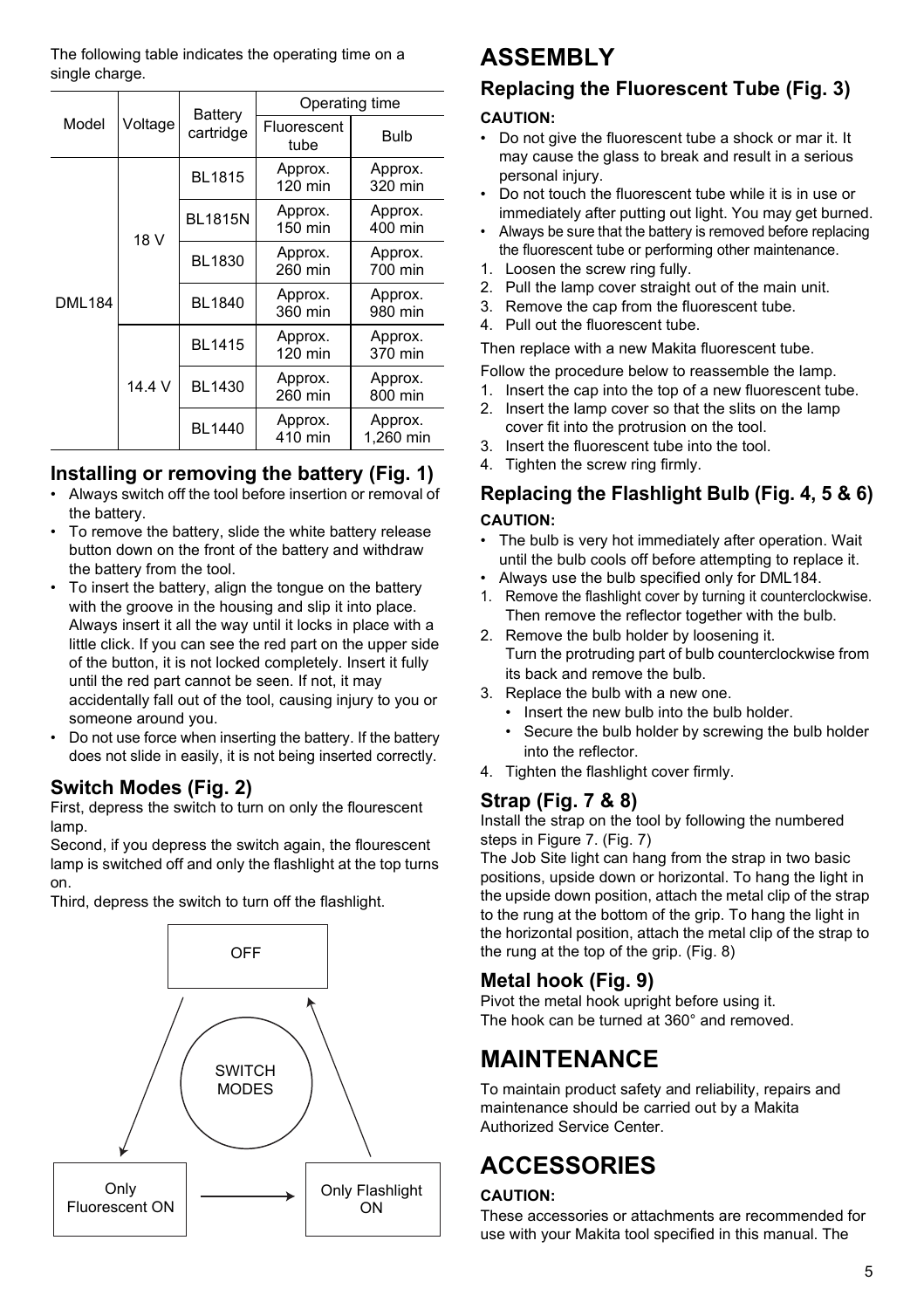The following table indicates the operating time on a single charge.

| Model | Voltage | Battery cartridge | Operating time | |
|---|---|---|---|---|
| | | | Fluorescent tube | Bulb |
| DML184 | 18 V | BL1815 | Approx. 120 min | Approx. 320 min |
| | | BL1815N | Approx. 150 min | Approx. 400 min |
| | | BL1830 | Approx. 260 min | Approx. 700 min |
| | | BL1840 | Approx. 360 min | Approx. 980 min |
| | 14.4 V | BL1415 | Approx. 120 min | Approx. 370 min |
| | | BL1430 | Approx. 260 min | Approx. 800 min |
| | | BL1440 | Approx. 410 min | Approx. 1,260 min |

### Installing or removing the battery (Fig. 1)

- Always switch off the tool before insertion or removal of the battery.
- To remove the battery, slide the white battery release button down on the front of the battery and withdraw the battery from the tool.
- To insert the battery, align the tongue on the battery with the groove in the housing and slip it into place. Always insert it all the way until it locks in place with a little click. If you can see the red part on the upper side of the button, it is not locked completely. Insert it fully until the red part cannot be seen. If not, it may accidentally fall out of the tool, causing injury to you or someone around you.
- Do not use force when inserting the battery. If the battery does not slide in easily, it is not being inserted correctly.

### Switch Modes (Fig. 2)

First, depress the switch to turn on only the flourescent lamp.

Second, if you depress the switch again, the flourescent lamp is switched off and only the flashlight at the top turns on.

Third, depress the switch to turn off the flashlight.

SWITCH MODES: OFF → Only Fluorescent ON → Only Flashlight ON → OFF

# ASSEMBLY

### Replacing the Fluorescent Tube (Fig. 3)

**CAUTION:**

- Do not give the fluorescent tube a shock or mar it. It may cause the glass to break and result in a serious personal injury.
- Do not touch the fluorescent tube while it is in use or immediately after putting out light. You may get burned.
- Always be sure that the battery is removed before replacing the fluorescent tube or performing other maintenance.

1. Loosen the screw ring fully.
2. Pull the lamp cover straight out of the main unit.
3. Remove the cap from the fluorescent tube.
4. Pull out the fluorescent tube.

Then replace with a new Makita fluorescent tube.

Follow the procedure below to reassemble the lamp.

1. Insert the cap into the top of a new fluorescent tube.
2. Insert the lamp cover so that the slits on the lamp cover fit into the protrusion on the tool.
3. Insert the fluorescent tube into the tool.
4. Tighten the screw ring firmly.

### Replacing the Flashlight Bulb (Fig. 4, 5 & 6)

**CAUTION:**

- The bulb is very hot immediately after operation. Wait until the bulb cools off before attempting to replace it.
- Always use the bulb specified only for DML184.

1. Remove the flashlight cover by turning it counterclockwise. Then remove the reflector together with the bulb.
2. Remove the bulb holder by loosening it.
   Turn the protruding part of bulb counterclockwise from its back and remove the bulb.
3. Replace the bulb with a new one.
   - Insert the new bulb into the bulb holder.
   - Secure the bulb holder by screwing the bulb holder into the reflector.
4. Tighten the flashlight cover firmly.

### Strap (Fig. 7 & 8)

Install the strap on the tool by following the numbered steps in Figure 7. (Fig. 7)

The Job Site light can hang from the strap in two basic positions, upside down or horizontal. To hang the light in the upside down position, attach the metal clip of the strap to the rung at the bottom of the grip. To hang the light in the horizontal position, attach the metal clip of the strap to the rung at the top of the grip. (Fig. 8)

### Metal hook (Fig. 9)

Pivot the metal hook upright before using it.

The hook can be turned at 360° and removed.

# MAINTENANCE

To maintain product safety and reliability, repairs and maintenance should be carried out by a Makita Authorized Service Center.

# ACCESSORIES

**CAUTION:**

These accessories or attachments are recommended for use with your Makita tool specified in this manual. The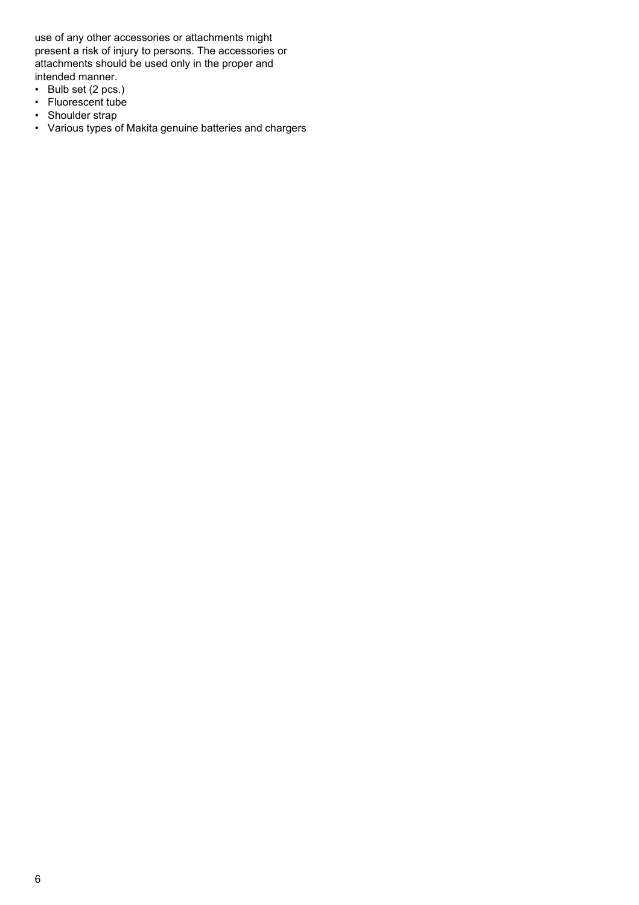use of any other accessories or attachments might present a risk of injury to persons. The accessories or attachments should be used only in the proper and intended manner.

- Bulb set (2 pcs.)
- Fluorescent tube
- Shoulder strap
- Various types of Makita genuine batteries and chargers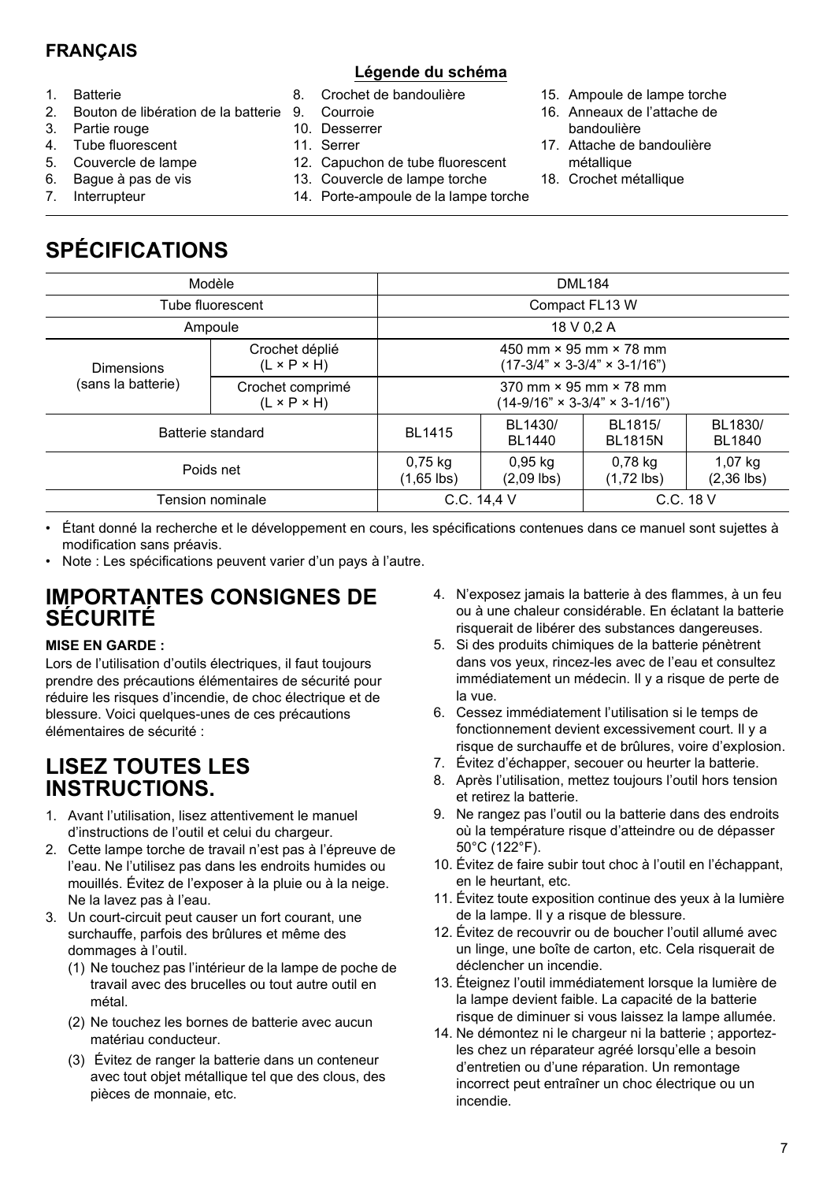**FRANÇAIS**

**Légende du schéma**

1. Batterie
2. Bouton de libération de la batterie
3. Partie rouge
4. Tube fluorescent
5. Couvercle de lampe
6. Bague à pas de vis
7. Interrupteur
8. Crochet de bandoulière
9. Courroie
10. Desserrer
11. Serrer
12. Capuchon de tube fluorescent
13. Couvercle de lampe torche
14. Porte-ampoule de la lampe torche
15. Ampoule de lampe torche
16. Anneaux de l'attache de bandoulière
17. Attache de bandoulière métallique
18. Crochet métallique

# SPÉCIFICATIONS

| Modèle | | DML184 | | | |
|---|---|---|---|---|---|
| Tube fluorescent | | Compact FL13 W | | | |
| Ampoule | | 18 V 0,2 A | | | |
| Dimensions (sans la batterie) | Crochet déplié (L × P × H) | 450 mm × 95 mm × 78 mm (17-3/4" × 3-3/4" × 3-1/16") | | | |
| | Crochet comprimé (L × P × H) | 370 mm × 95 mm × 78 mm (14-9/16" × 3-3/4" × 3-1/16") | | | |
| Batterie standard | | BL1415 | BL1430/ BL1440 | BL1815/ BL1815N | BL1830/ BL1840 |
| Poids net | | 0,75 kg (1,65 lbs) | 0,95 kg (2,09 lbs) | 0,78 kg (1,72 lbs) | 1,07 kg (2,36 lbs) |
| Tension nominale | | C.C. 14,4 V | | C.C. 18 V | |

- Étant donné la recherche et le développement en cours, les spécifications contenues dans ce manuel sont sujettes à modification sans préavis.
- Note : Les spécifications peuvent varier d'un pays à l'autre.

# IMPORTANTES CONSIGNES DE SÉCURITÉ

**MISE EN GARDE :**

Lors de l'utilisation d'outils électriques, il faut toujours prendre des précautions élémentaires de sécurité pour réduire les risques d'incendie, de choc électrique et de blessure. Voici quelques-unes de ces précautions élémentaires de sécurité :

# LISEZ TOUTES LES INSTRUCTIONS.

1. Avant l'utilisation, lisez attentivement le manuel d'instructions de l'outil et celui du chargeur.
2. Cette lampe torche de travail n'est pas à l'épreuve de l'eau. Ne l'utilisez pas dans les endroits humides ou mouillés. Évitez de l'exposer à la pluie ou à la neige. Ne la lavez pas à l'eau.
3. Un court-circuit peut causer un fort courant, une surchauffe, parfois des brûlures et même des dommages à l'outil.
   (1) Ne touchez pas l'intérieur de la lampe de poche de travail avec des brucelles ou tout autre outil en métal.
   (2) Ne touchez les bornes de batterie avec aucun matériau conducteur.
   (3) Évitez de ranger la batterie dans un conteneur avec tout objet métallique tel que des clous, des pièces de monnaie, etc.
4. N'exposez jamais la batterie à des flammes, à un feu ou à une chaleur considérable. En éclatant la batterie risquerait de libérer des substances dangereuses.
5. Si des produits chimiques de la batterie pénètrent dans vos yeux, rincez-les avec de l'eau et consultez immédiatement un médecin. Il y a risque de perte de la vue.
6. Cessez immédiatement l'utilisation si le temps de fonctionnement devient excessivement court. Il y a risque de surchauffe et de brûlures, voire d'explosion.
7. Évitez d'échapper, secouer ou heurter la batterie.
8. Après l'utilisation, mettez toujours l'outil hors tension et retirez la batterie.
9. Ne rangez pas l'outil ou la batterie dans des endroits où la température risque d'atteindre ou de dépasser 50°C (122°F).
10. Évitez de faire subir tout choc à l'outil en l'échappant, en le heurtant, etc.
11. Évitez toute exposition continue des yeux à la lumière de la lampe. Il y a risque de blessure.
12. Évitez de recouvrir ou de boucher l'outil allumé avec un linge, une boîte de carton, etc. Cela risquerait de déclencher un incendie.
13. Éteignez l'outil immédiatement lorsque la lumière de la lampe devient faible. La capacité de la batterie risque de diminuer si vous laissez la lampe allumée.
14. Ne démontez ni le chargeur ni la batterie ; apportez-les chez un réparateur agréé lorsqu'elle a besoin d'entretien ou d'une réparation. Un remontage incorrect peut entraîner un choc électrique ou un incendie.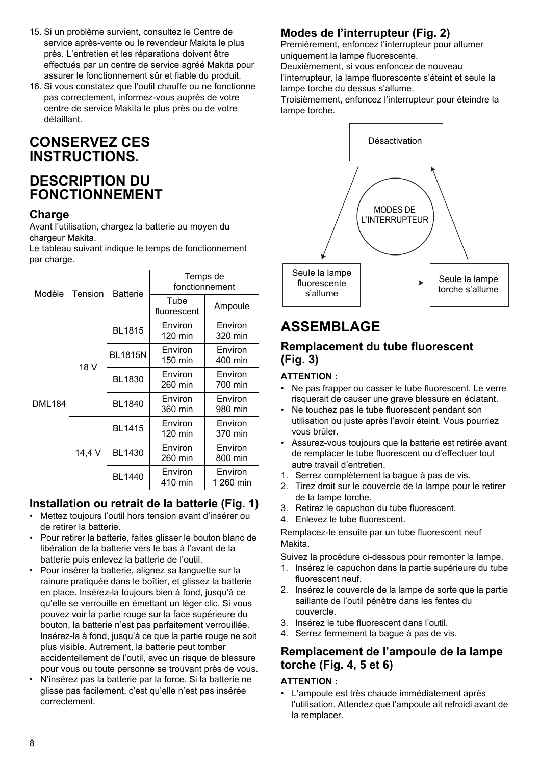15. Si un problème survient, consultez le Centre de service après-vente ou le revendeur Makita le plus près. L'entretien et les réparations doivent être effectués par un centre de service agréé Makita pour assurer le fonctionnement sûr et fiable du produit.
16. Si vous constatez que l'outil chauffe ou ne fonctionne pas correctement, informez-vous auprès de votre centre de service Makita le plus près ou de votre détaillant.

# CONSERVEZ CES INSTRUCTIONS.

# DESCRIPTION DU FONCTIONNEMENT

## Charge

Avant l'utilisation, chargez la batterie au moyen du chargeur Makita.
Le tableau suivant indique le temps de fonctionnement par charge.

| Modèle | Tension | Batterie | Temps de fonctionnement | |
|---|---|---|---|---|
| | | | Tube fluorescent | Ampoule |
| DML184 | 18 V | BL1815 | Environ 120 min | Environ 320 min |
| | | BL1815N | Environ 150 min | Environ 400 min |
| | | BL1830 | Environ 260 min | Environ 700 min |
| | | BL1840 | Environ 360 min | Environ 980 min |
| | 14,4 V | BL1415 | Environ 120 min | Environ 370 min |
| | | BL1430 | Environ 260 min | Environ 800 min |
| | | BL1440 | Environ 410 min | Environ 1 260 min |

## Installation ou retrait de la batterie (Fig. 1)

- Mettez toujours l'outil hors tension avant d'insérer ou de retirer la batterie.
- Pour retirer la batterie, faites glisser le bouton blanc de libération de la batterie vers le bas à l'avant de la batterie puis enlevez la batterie de l'outil.
- Pour insérer la batterie, alignez sa languette sur la rainure pratiquée dans le boîtier, et glissez la batterie en place. Insérez-la toujours bien à fond, jusqu'à ce qu'elle se verrouille en émettant un léger clic. Si vous pouvez voir la partie rouge sur la face supérieure du bouton, la batterie n'est pas parfaitement verrouillée. Insérez-la à fond, jusqu'à ce que la partie rouge ne soit plus visible. Autrement, la batterie peut tomber accidentellement de l'outil, avec un risque de blessure pour vous ou toute personne se trouvant près de vous.
- N'insérez pas la batterie par la force. Si la batterie ne glisse pas facilement, c'est qu'elle n'est pas insérée correctement.

## Modes de l'interrupteur (Fig. 2)

Premièrement, enfoncez l'interrupteur pour allumer uniquement la lampe fluorescente.
Deuxièmement, si vous enfoncez de nouveau l'interrupteur, la lampe fluorescente s'éteint et seule la lampe torche du dessus s'allume.
Troisièmement, enfoncez l'interrupteur pour éteindre la lampe torche.

MODES DE L'INTERRUPTEUR

Désactivation → Seule la lampe fluorescente s'allume → Seule la lampe torche s'allume → Désactivation

# ASSEMBLAGE

## Remplacement du tube fluorescent (Fig. 3)

**ATTENTION :**

- Ne pas frapper ou casser le tube fluorescent. Le verre risquerait de causer une grave blessure en éclatant.
- Ne touchez pas le tube fluorescent pendant son utilisation ou juste après l'avoir éteint. Vous pourriez vous brûler.
- Assurez-vous toujours que la batterie est retirée avant de remplacer le tube fluorescent ou d'effectuer tout autre travail d'entretien.

1. Serrez complètement la bague à pas de vis.
2. Tirez droit sur le couvercle de la lampe pour le retirer de la lampe torche.
3. Retirez le capuchon du tube fluorescent.
4. Enlevez le tube fluorescent.

Remplacez-le ensuite par un tube fluorescent neuf Makita.

Suivez la procédure ci-dessous pour remonter la lampe.

1. Insérez le capuchon dans la partie supérieure du tube fluorescent neuf.
2. Insérez le couvercle de la lampe de sorte que la partie saillante de l'outil pénètre dans les fentes du couvercle.
3. Insérez le tube fluorescent dans l'outil.
4. Serrez fermement la bague à pas de vis.

## Remplacement de l'ampoule de la lampe torche (Fig. 4, 5 et 6)

**ATTENTION :**

- L'ampoule est très chaude immédiatement après l'utilisation. Attendez que l'ampoule ait refroidi avant de la remplacer.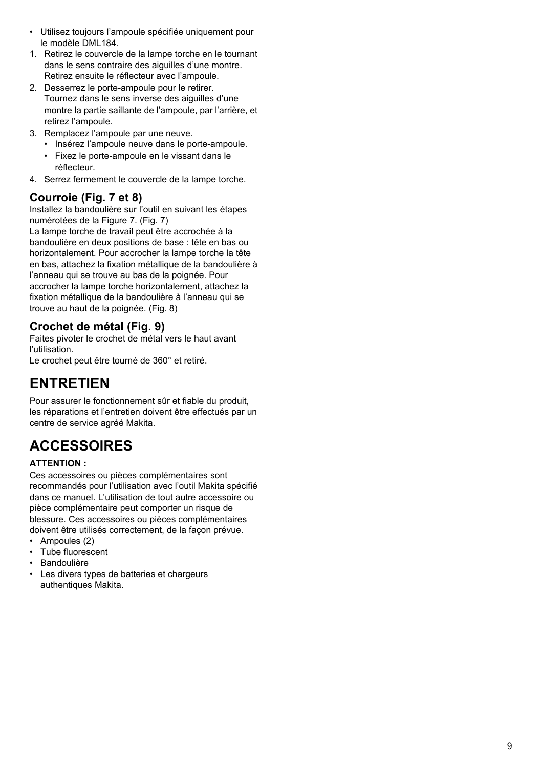- Utilisez toujours l'ampoule spécifiée uniquement pour le modèle DML184.

1. Retirez le couvercle de la lampe torche en le tournant dans le sens contraire des aiguilles d'une montre. Retirez ensuite le réflecteur avec l'ampoule.
2. Desserrez le porte-ampoule pour le retirer. Tournez dans le sens inverse des aiguilles d'une montre la partie saillante de l'ampoule, par l'arrière, et retirez l'ampoule.
3. Remplacez l'ampoule par une neuve.
   - Insérez l'ampoule neuve dans le porte-ampoule.
   - Fixez le porte-ampoule en le vissant dans le réflecteur.
4. Serrez fermement le couvercle de la lampe torche.

### Courroie (Fig. 7 et 8)

Installez la bandoulière sur l'outil en suivant les étapes numérotées de la Figure 7. (Fig. 7)

La lampe torche de travail peut être accrochée à la bandoulière en deux positions de base : tête en bas ou horizontalement. Pour accrocher la lampe torche la tête en bas, attachez la fixation métallique de la bandoulière à l'anneau qui se trouve au bas de la poignée. Pour accrocher la lampe torche horizontalement, attachez la fixation métallique de la bandoulière à l'anneau qui se trouve au haut de la poignée. (Fig. 8)

### Crochet de métal (Fig. 9)

Faites pivoter le crochet de métal vers le haut avant l'utilisation.

Le crochet peut être tourné de 360° et retiré.

## ENTRETIEN

Pour assurer le fonctionnement sûr et fiable du produit, les réparations et l'entretien doivent être effectués par un centre de service agréé Makita.

## ACCESSOIRES

**ATTENTION :**

Ces accessoires ou pièces complémentaires sont recommandés pour l'utilisation avec l'outil Makita spécifié dans ce manuel. L'utilisation de tout autre accessoire ou pièce complémentaire peut comporter un risque de blessure. Ces accessoires ou pièces complémentaires doivent être utilisés correctement, de la façon prévue.

- Ampoules (2)
- Tube fluorescent
- Bandoulière
- Les divers types de batteries et chargeurs authentiques Makita.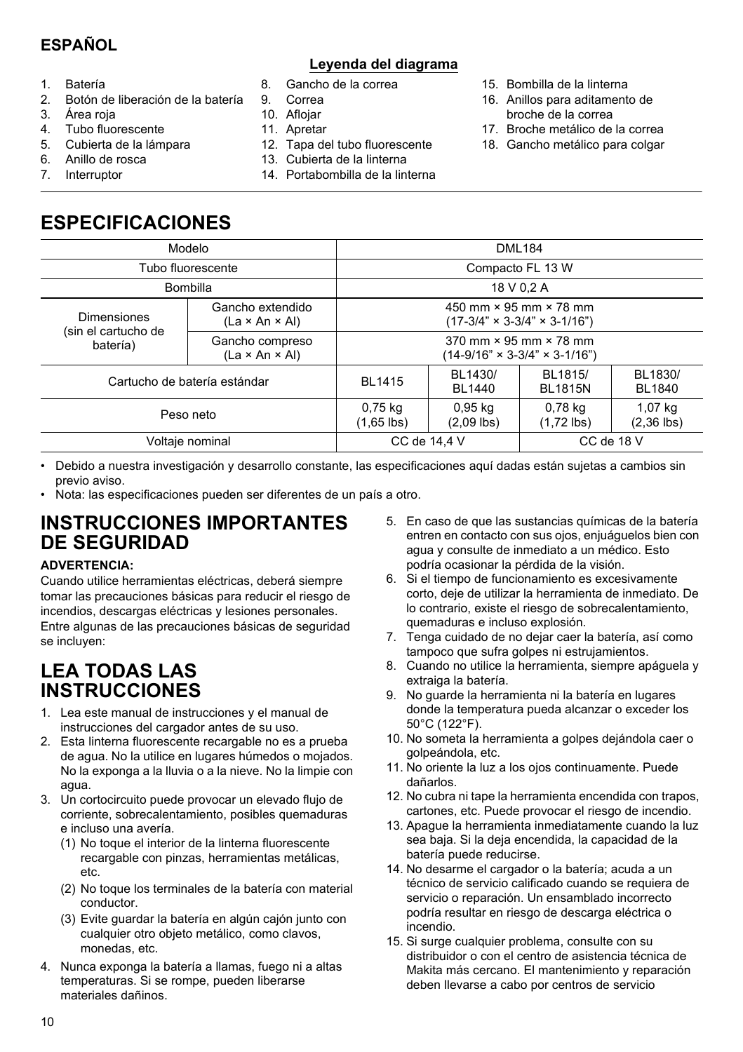## ESPAÑOL

**Leyenda del diagrama**

1. Batería
2. Botón de liberación de la batería
3. Área roja
4. Tubo fluorescente
5. Cubierta de la lámpara
6. Anillo de rosca
7. Interruptor
8. Gancho de la correa
9. Correa
10. Aflojar
11. Apretar
12. Tapa del tubo fluorescente
13. Cubierta de la linterna
14. Portabombilla de la linterna
15. Bombilla de la linterna
16. Anillos para aditamento de broche de la correa
17. Broche metálico de la correa
18. Gancho metálico para colgar

# ESPECIFICACIONES

| Modelo | | DML184 | | | |
|---|---|---|---|---|---|
| Tubo fluorescente | | Compacto FL 13 W | | | |
| Bombilla | | 18 V 0,2 A | | | |
| Dimensiones (sin el cartucho de batería) | Gancho extendido (La × An × Al) | 450 mm × 95 mm × 78 mm (17-3/4" × 3-3/4" × 3-1/16") | | | |
| | Gancho compreso (La × An × Al) | 370 mm × 95 mm × 78 mm (14-9/16" × 3-3/4" × 3-1/16") | | | |
| Cartucho de batería estándar | | BL1415 | BL1430/ BL1440 | BL1815/ BL1815N | BL1830/ BL1840 |
| Peso neto | | 0,75 kg (1,65 lbs) | 0,95 kg (2,09 lbs) | 0,78 kg (1,72 lbs) | 1,07 kg (2,36 lbs) |
| Voltaje nominal | | CC de 14,4 V | | CC de 18 V | |

- Debido a nuestra investigación y desarrollo constante, las especificaciones aquí dadas están sujetas a cambios sin previo aviso.
- Nota: las especificaciones pueden ser diferentes de un país a otro.

# INSTRUCCIONES IMPORTANTES DE SEGURIDAD

**ADVERTENCIA:**

Cuando utilice herramientas eléctricas, deberá siempre tomar las precauciones básicas para reducir el riesgo de incendios, descargas eléctricas y lesiones personales. Entre algunas de las precauciones básicas de seguridad se incluyen:

# LEA TODAS LAS INSTRUCCIONES

1. Lea este manual de instrucciones y el manual de instrucciones del cargador antes de su uso.
2. Esta linterna fluorescente recargable no es a prueba de agua. No la utilice en lugares húmedos o mojados. No la exponga a la lluvia o a la nieve. No la limpie con agua.
3. Un cortocircuito puede provocar un elevado flujo de corriente, sobrecalentamiento, posibles quemaduras e incluso una avería.
   (1) No toque el interior de la linterna fluorescente recargable con pinzas, herramientas metálicas, etc.
   (2) No toque los terminales de la batería con material conductor.
   (3) Evite guardar la batería en algún cajón junto con cualquier otro objeto metálico, como clavos, monedas, etc.
4. Nunca exponga la batería a llamas, fuego ni a altas temperaturas. Si se rompe, pueden liberarse materiales dañinos.
5. En caso de que las sustancias químicas de la batería entren en contacto con sus ojos, enjuáguelos bien con agua y consulte de inmediato a un médico. Esto podría ocasionar la pérdida de la visión.
6. Si el tiempo de funcionamiento es excesivamente corto, deje de utilizar la herramienta de inmediato. De lo contrario, existe el riesgo de sobrecalentamiento, quemaduras e incluso explosión.
7. Tenga cuidado de no dejar caer la batería, así como tampoco que sufra golpes ni estrujamientos.
8. Cuando no utilice la herramienta, siempre apáguela y extraiga la batería.
9. No guarde la herramienta ni la batería en lugares donde la temperatura pueda alcanzar o exceder los 50°C (122°F).
10. No someta la herramienta a golpes dejándola caer o golpeándola, etc.
11. No oriente la luz a los ojos continuamente. Puede dañarlos.
12. No cubra ni tape la herramienta encendida con trapos, cartones, etc. Puede provocar el riesgo de incendio.
13. Apague la herramienta inmediatamente cuando la luz sea baja. Si la deja encendida, la capacidad de la batería puede reducirse.
14. No desarme el cargador o la batería; acuda a un técnico de servicio calificado cuando se requiera de servicio o reparación. Un ensamblado incorrecto podría resultar en riesgo de descarga eléctrica o incendio.
15. Si surge cualquier problema, consulte con su distribuidor o con el centro de asistencia técnica de Makita más cercano. El mantenimiento y reparación deben llevarse a cabo por centros de servicio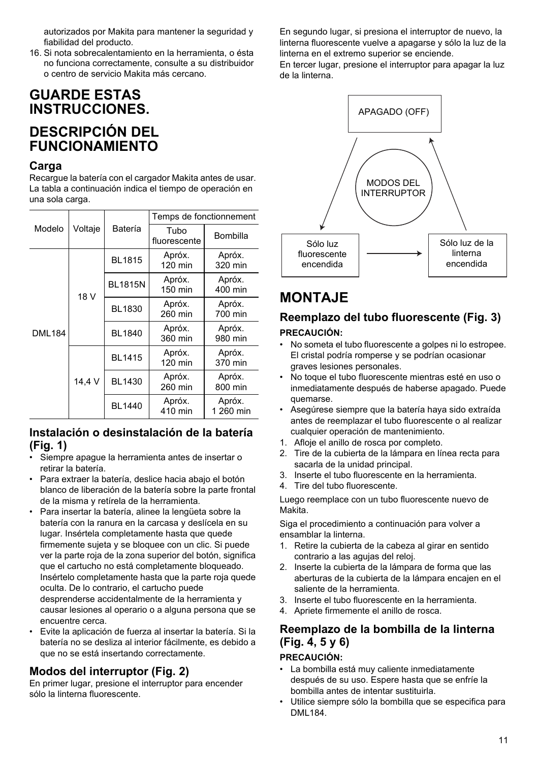autorizados por Makita para mantener la seguridad y fiabilidad del producto.

16. Si nota sobrecalentamiento en la herramienta, o ésta no funciona correctamente, consulte a su distribuidor o centro de servicio Makita más cercano.

# GUARDE ESTAS INSTRUCCIONES.

# DESCRIPCIÓN DEL FUNCIONAMIENTO

## Carga

Recargue la batería con el cargador Makita antes de usar. La tabla a continuación indica el tiempo de operación en una sola carga.

| Modelo | Voltaje | Batería | Temps de fonctionnement | |
|---|---|---|---|---|
| | | | Tubo fluorescente | Bombilla |
| DML184 | 18 V | BL1815 | Apróx. 120 min | Apróx. 320 min |
| | | BL1815N | Apróx. 150 min | Apróx. 400 min |
| | | BL1830 | Apróx. 260 min | Apróx. 700 min |
| | | BL1840 | Apróx. 360 min | Apróx. 980 min |
| | 14,4 V | BL1415 | Apróx. 120 min | Apróx. 370 min |
| | | BL1430 | Apróx. 260 min | Apróx. 800 min |
| | | BL1440 | Apróx. 410 min | Apróx. 1 260 min |

## Instalación o desinstalación de la batería (Fig. 1)

- Siempre apague la herramienta antes de insertar o retirar la batería.
- Para extraer la batería, deslice hacia abajo el botón blanco de liberación de la batería sobre la parte frontal de la misma y retírela de la herramienta.
- Para insertar la batería, alinee la lengüeta sobre la batería con la ranura en la carcasa y deslícela en su lugar. Insértela completamente hasta que quede firmemente sujeta y se bloquee con un clic. Si puede ver la parte roja de la zona superior del botón, significa que el cartucho no está completamente bloqueado. Insértelo completamente hasta que la parte roja quede oculta. De lo contrario, el cartucho puede desprenderse accidentalmente de la herramienta y causar lesiones al operario o a alguna persona que se encuentre cerca.
- Evite la aplicación de fuerza al insertar la batería. Si la batería no se desliza al interior fácilmente, es debido a que no se está insertando correctamente.

## Modos del interruptor (Fig. 2)

En primer lugar, presione el interruptor para encender sólo la linterna fluorescente.

En segundo lugar, si presiona el interruptor de nuevo, la linterna fluorescente vuelve a apagarse y sólo la luz de la linterna en el extremo superior se enciende.

En tercer lugar, presione el interruptor para apagar la luz de la linterna.

APAGADO (OFF)

MODOS DEL INTERRUPTOR

Sólo luz fluorescente encendida → Sólo luz de la linterna encendida

# MONTAJE

## Reemplazo del tubo fluorescente (Fig. 3)

**PRECAUCIÓN:**

- No someta el tubo fluorescente a golpes ni lo estropee. El cristal podría romperse y se podrían ocasionar graves lesiones personales.
- No toque el tubo fluorescente mientras esté en uso o inmediatamente después de haberse apagado. Puede quemarse.
- Asegúrese siempre que la batería haya sido extraída antes de reemplazar el tubo fluorescente o al realizar cualquier operación de mantenimiento.

1. Afloje el anillo de rosca por completo.
2. Tire de la cubierta de la lámpara en línea recta para sacarla de la unidad principal.
3. Inserte el tubo fluorescente en la herramienta.
4. Tire del tubo fluorescente.

Luego reemplace con un tubo fluorescente nuevo de Makita.

Siga el procedimiento a continuación para volver a ensamblar la linterna.

1. Retire la cubierta de la cabeza al girar en sentido contrario a las agujas del reloj.
2. Inserte la cubierta de la lámpara de forma que las aberturas de la cubierta de la lámpara encajen en el saliente de la herramienta.
3. Inserte el tubo fluorescente en la herramienta.
4. Apriete firmemente el anillo de rosca.

## Reemplazo de la bombilla de la linterna (Fig. 4, 5 y 6)

**PRECAUCIÓN:**

- La bombilla está muy caliente inmediatamente después de su uso. Espere hasta que se enfríe la bombilla antes de intentar sustituirla.
- Utilice siempre sólo la bombilla que se especifica para DML184.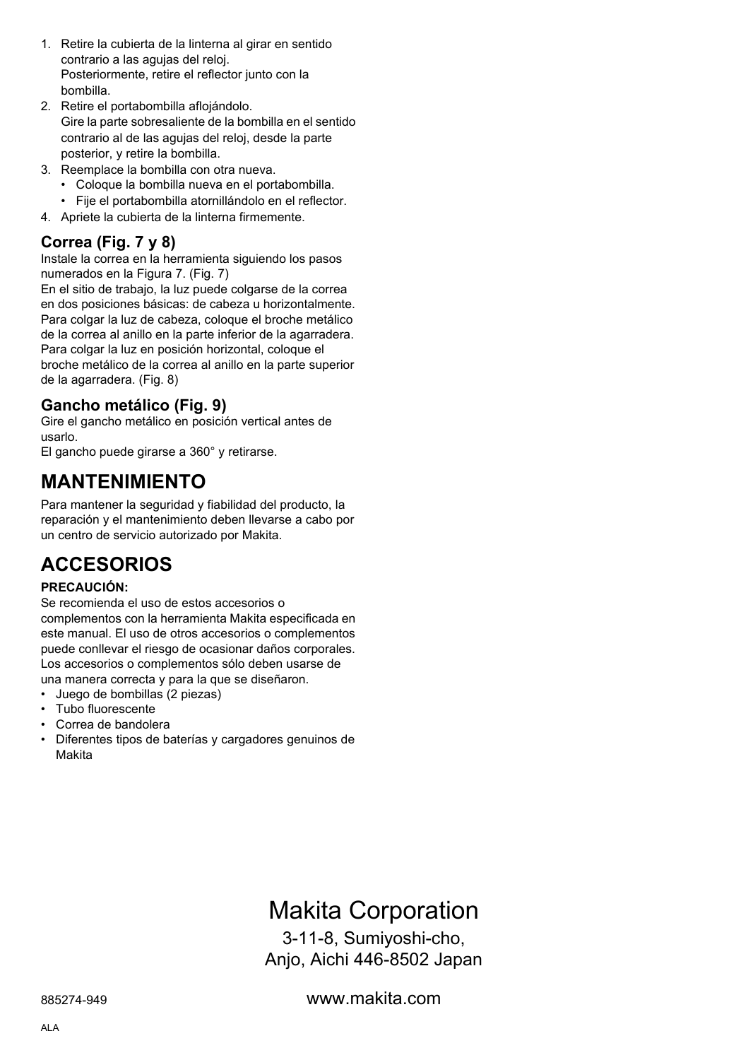1. Retire la cubierta de la linterna al girar en sentido contrario a las agujas del reloj.
   Posteriormente, retire el reflector junto con la bombilla.
2. Retire el portabombilla aflojándolo.
   Gire la parte sobresaliente de la bombilla en el sentido contrario al de las agujas del reloj, desde la parte posterior, y retire la bombilla.
3. Reemplace la bombilla con otra nueva.
   - Coloque la bombilla nueva en el portabombilla.
   - Fije el portabombilla atornillándolo en el reflector.
4. Apriete la cubierta de la linterna firmemente.

### Correa (Fig. 7 y 8)

Instale la correa en la herramienta siguiendo los pasos numerados en la Figura 7. (Fig. 7)

En el sitio de trabajo, la luz puede colgarse de la correa en dos posiciones básicas: de cabeza u horizontalmente. Para colgar la luz de cabeza, coloque el broche metálico de la correa al anillo en la parte inferior de la agarradera. Para colgar la luz en posición horizontal, coloque el broche metálico de la correa al anillo en la parte superior de la agarradera. (Fig. 8)

### Gancho metálico (Fig. 9)

Gire el gancho metálico en posición vertical antes de usarlo.

El gancho puede girarse a 360° y retirarse.

## MANTENIMIENTO

Para mantener la seguridad y fiabilidad del producto, la reparación y el mantenimiento deben llevarse a cabo por un centro de servicio autorizado por Makita.

## ACCESORIOS

**PRECAUCIÓN:**

Se recomienda el uso de estos accesorios o complementos con la herramienta Makita especificada en este manual. El uso de otros accesorios o complementos puede conllevar el riesgo de ocasionar daños corporales. Los accesorios o complementos sólo deben usarse de una manera correcta y para la que se diseñaron.

- Juego de bombillas (2 piezas)
- Tubo fluorescente
- Correa de bandolera
- Diferentes tipos de baterías y cargadores genuinos de Makita

Makita Corporation

3-11-8, Sumiyoshi-cho,
Anjo, Aichi 446-8502 Japan

885274-949

www.makita.com

ALA